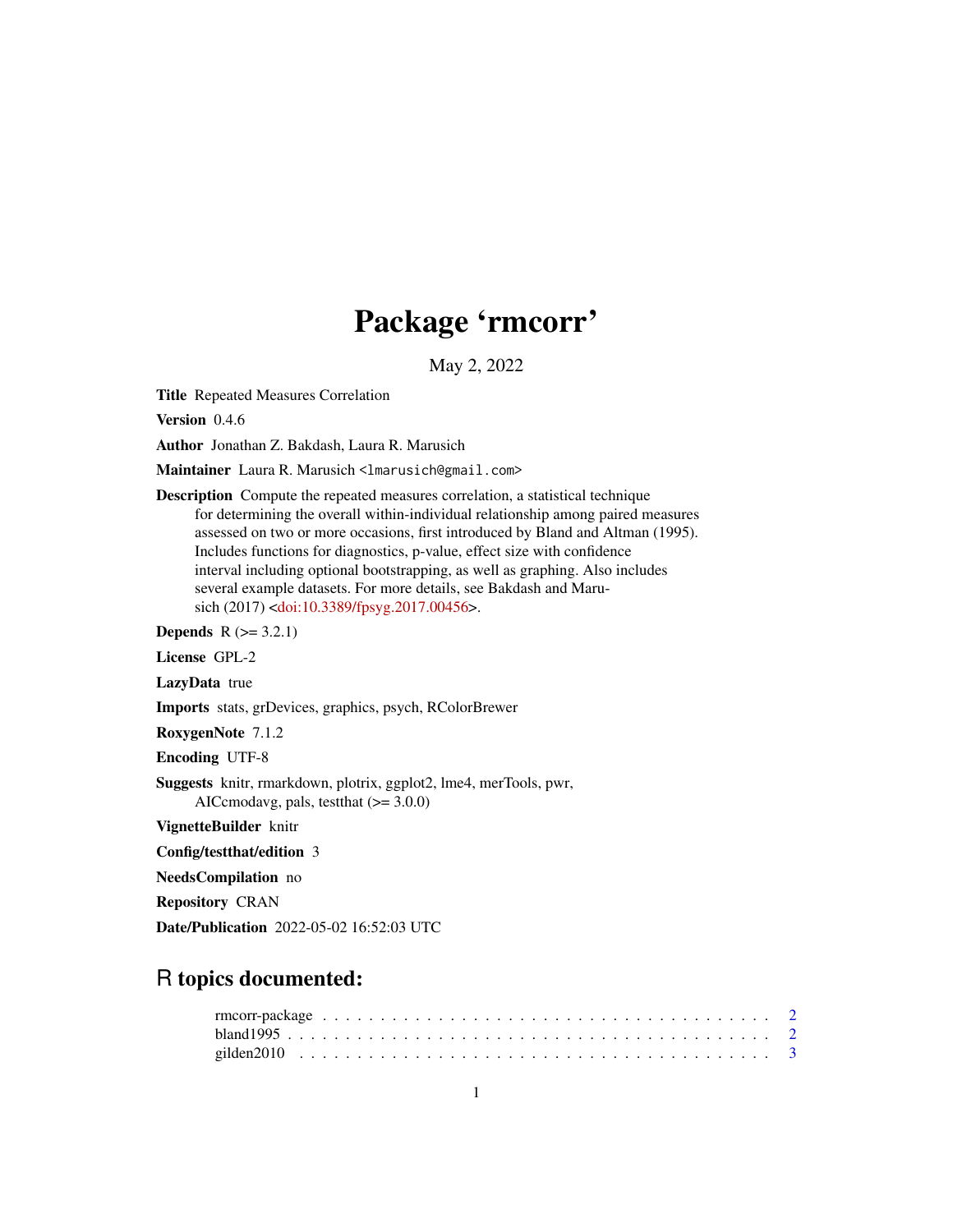# Package 'rmcorr'

May 2, 2022

**Title** Repeated Measures Correlation

**Version** 0.4.6

**Author** Jonathan Z. Bakdash, Laura R. Marusich

**Maintainer** Laura R. Marusich <lmarusich@gmail.com>

**Description** Compute the repeated measures correlation, a statistical technique for determining the overall within-individual relationship among paired measures assessed on two or more occasions, first introduced by Bland and Altman (1995). Includes functions for diagnostics, p-value, effect size with confidence interval including optional bootstrapping, as well as graphing. Also includes several example datasets. For more details, see Bakdash and Marusich (2017) <doi:10.3389/fpsyg.2017.00456>.

**Depends** R (>= 3.2.1)

**License** GPL-2

**LazyData** true

**Imports** stats, grDevices, graphics, psych, RColorBrewer

**RoxygenNote** 7.1.2

**Encoding** UTF-8

**Suggests** knitr, rmarkdown, plotrix, ggplot2, lme4, merTools, pwr, AICcmodavg, pals, testthat (>= 3.0.0)

**VignetteBuilder** knitr

**Config/testthat/edition** 3

**NeedsCompilation** no

**Repository** CRAN

**Date/Publication** 2022-05-02 16:52:03 UTC

## R topics documented:

rmcorr-package . . . . . . . . . . . . . . . . . . . . . . . . . . . . . . . . . . . . . 2
bland1995 . . . . . . . . . . . . . . . . . . . . . . . . . . . . . . . . . . . . . . . . 2
gilden2010 . . . . . . . . . . . . . . . . . . . . . . . . . . . . . . . . . . . . . . . 3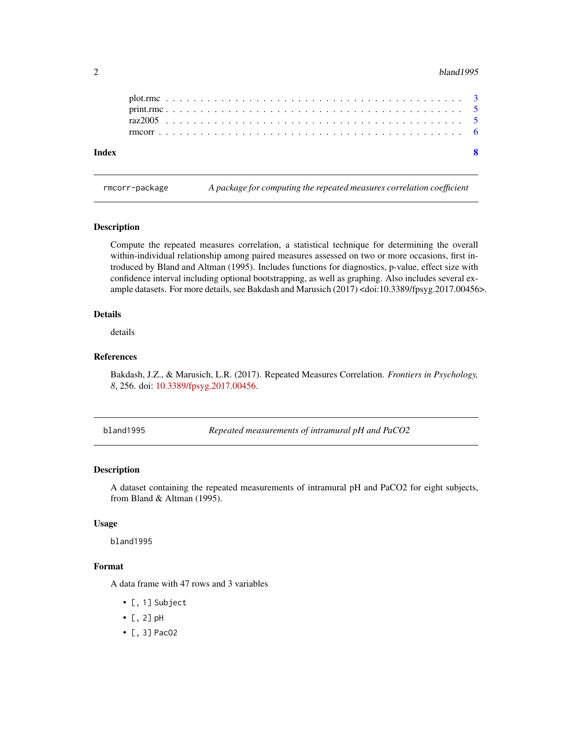plot.rmc . . . . . . . . . . . . . . . . . . . . . . . . . . . . . . . . . . . . . . . . . 3
print.rmc . . . . . . . . . . . . . . . . . . . . . . . . . . . . . . . . . . . . . . . . 5
raz2005 . . . . . . . . . . . . . . . . . . . . . . . . . . . . . . . . . . . . . . . . . 5
rmcorr . . . . . . . . . . . . . . . . . . . . . . . . . . . . . . . . . . . . . . . . . . 6

**Index** **8**

---

`rmcorr-package` *A package for computing the repeated measures correlation coefficient*

---

### Description

Compute the repeated measures correlation, a statistical technique for determining the overall within-individual relationship among paired measures assessed on two or more occasions, first introduced by Bland and Altman (1995). Includes functions for diagnostics, p-value, effect size with confidence interval including optional bootstrapping, as well as graphing. Also includes several example datasets. For more details, see Bakdash and Marusich (2017) <doi:10.3389/fpsyg.2017.00456>.

### Details

details

### References

Bakdash, J.Z., & Marusich, L.R. (2017). Repeated Measures Correlation. *Frontiers in Psychology, 8*, 256. doi: 10.3389/fpsyg.2017.00456.

---

`bland1995` *Repeated measurements of intramural pH and PaCO2*

---

### Description

A dataset containing the repeated measurements of intramural pH and PaCO2 for eight subjects, from Bland & Altman (1995).

### Usage

```
bland1995
```

### Format

A data frame with 47 rows and 3 variables

- `[, 1] Subject`
- `[, 2] pH`
- `[, 3] PacO2`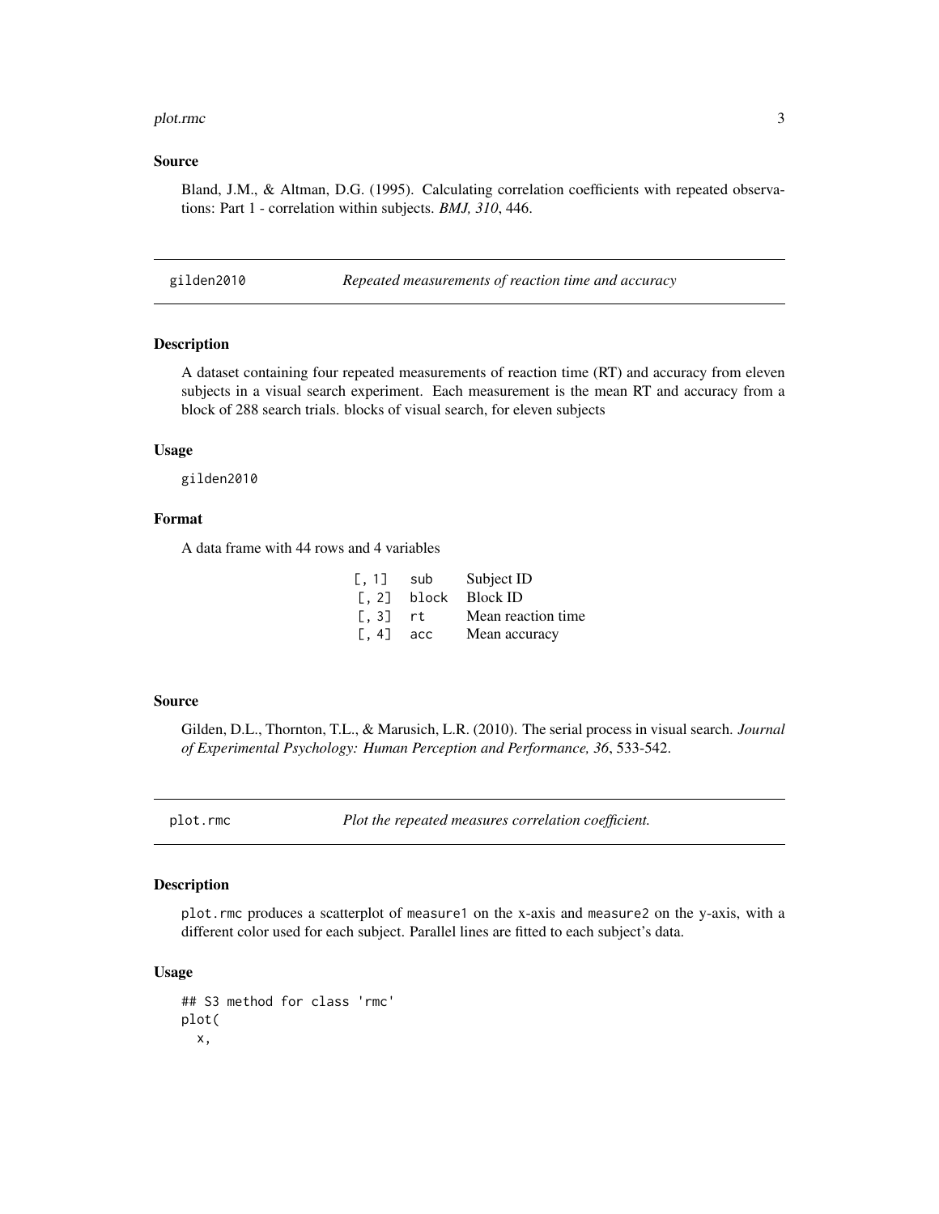## Source

Bland, J.M., & Altman, D.G. (1995). Calculating correlation coefficients with repeated observations: Part 1 - correlation within subjects. *BMJ, 310*, 446.

---

## gilden2010 — *Repeated measurements of reaction time and accuracy*

### Description

A dataset containing four repeated measurements of reaction time (RT) and accuracy from eleven subjects in a visual search experiment. Each measurement is the mean RT and accuracy from a block of 288 search trials. blocks of visual search, for eleven subjects

### Usage

```
gilden2010
```

### Format

A data frame with 44 rows and 4 variables

| | | |
|---|---|---|
| [, 1] | sub | Subject ID |
| [, 2] | block | Block ID |
| [, 3] | rt | Mean reaction time |
| [, 4] | acc | Mean accuracy |

### Source

Gilden, D.L., Thornton, T.L., & Marusich, L.R. (2010). The serial process in visual search. *Journal of Experimental Psychology: Human Perception and Performance, 36*, 533-542.

---

## plot.rmc — *Plot the repeated measures correlation coefficient.*

### Description

plot.rmc produces a scatterplot of measure1 on the x-axis and measure2 on the y-axis, with a different color used for each subject. Parallel lines are fitted to each subject's data.

### Usage

```
## S3 method for class 'rmc'
plot(
  x,
```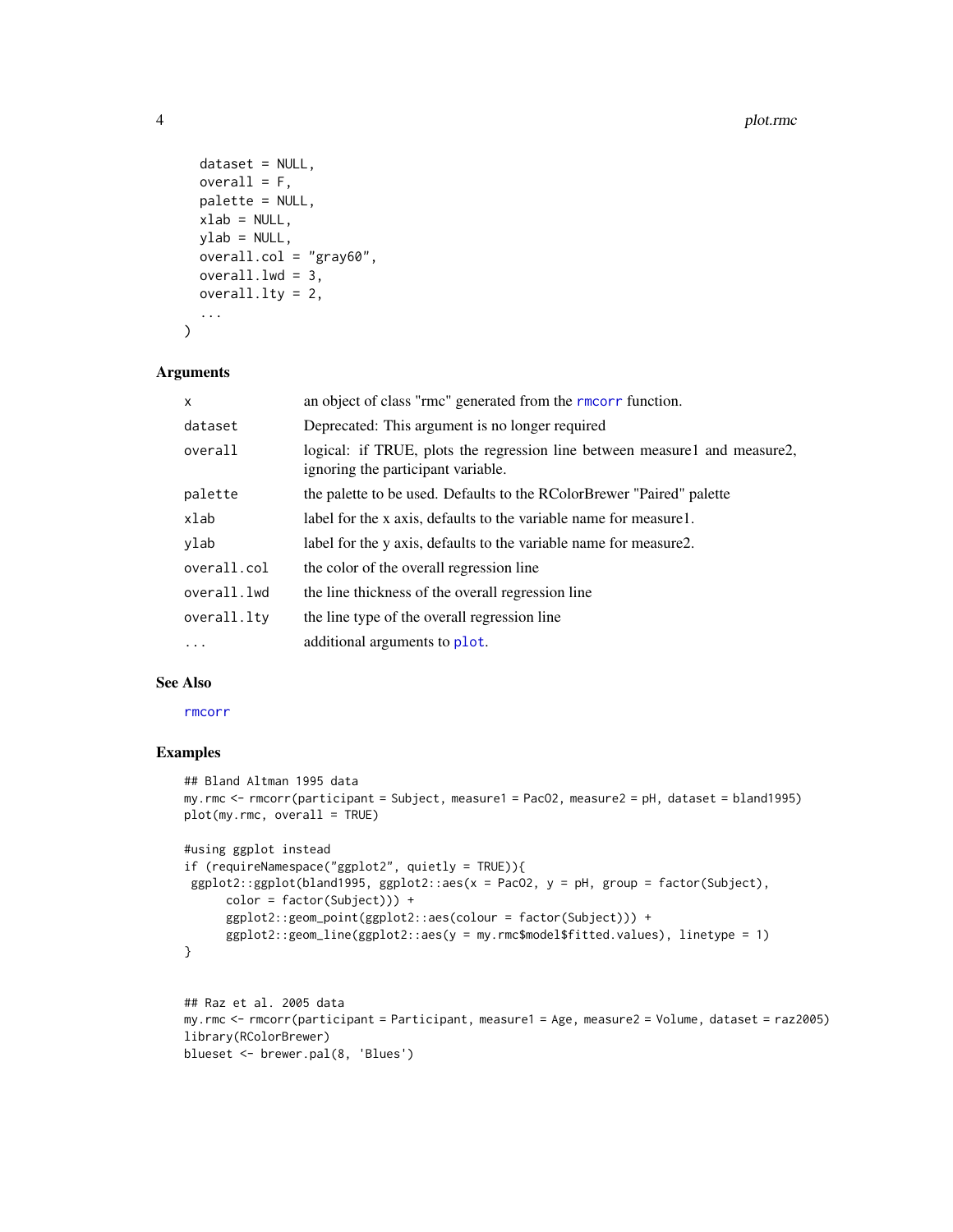```
  dataset = NULL,
  overall = F,
  palette = NULL,
  xlab = NULL,
  ylab = NULL,
  overall.col = "gray60",
  overall.lwd = 3,
  overall.lty = 2,
  ...
)
```

### Arguments

| | |
|---|---|
| `x` | an object of class "rmc" generated from the `rmcorr` function. |
| `dataset` | Deprecated: This argument is no longer required |
| `overall` | logical: if TRUE, plots the regression line between measure1 and measure2, ignoring the participant variable. |
| `palette` | the palette to be used. Defaults to the RColorBrewer "Paired" palette |
| `xlab` | label for the x axis, defaults to the variable name for measure1. |
| `ylab` | label for the y axis, defaults to the variable name for measure2. |
| `overall.col` | the color of the overall regression line |
| `overall.lwd` | the line thickness of the overall regression line |
| `overall.lty` | the line type of the overall regression line |
| `...` | additional arguments to `plot`. |

### See Also

`rmcorr`

### Examples

```
## Bland Altman 1995 data
my.rmc <- rmcorr(participant = Subject, measure1 = PacO2, measure2 = pH, dataset = bland1995)
plot(my.rmc, overall = TRUE)

#using ggplot instead
if (requireNamespace("ggplot2", quietly = TRUE)){
 ggplot2::ggplot(bland1995, ggplot2::aes(x = PacO2, y = pH, group = factor(Subject),
      color = factor(Subject))) +
      ggplot2::geom_point(ggplot2::aes(colour = factor(Subject))) +
      ggplot2::geom_line(ggplot2::aes(y = my.rmc$model$fitted.values), linetype = 1)
}


## Raz et al. 2005 data
my.rmc <- rmcorr(participant = Participant, measure1 = Age, measure2 = Volume, dataset = raz2005)
library(RColorBrewer)
blueset <- brewer.pal(8, 'Blues')
```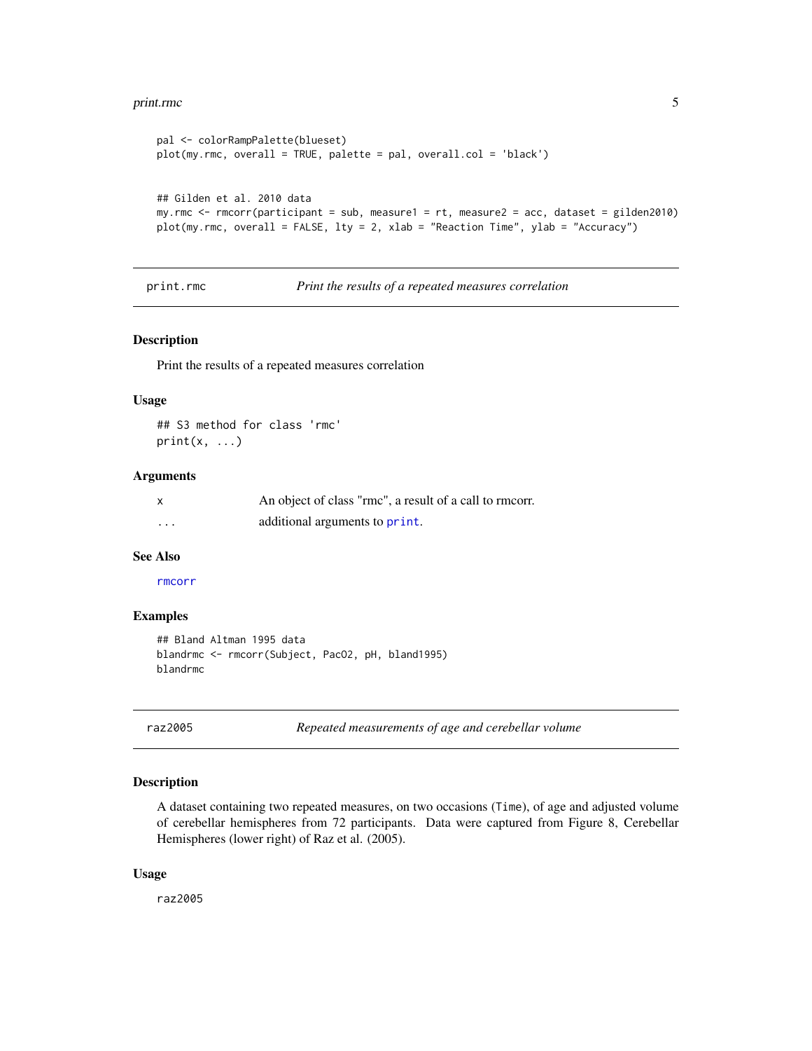```
pal <- colorRampPalette(blueset)
plot(my.rmc, overall = TRUE, palette = pal, overall.col = 'black')


## Gilden et al. 2010 data
my.rmc <- rmcorr(participant = sub, measure1 = rt, measure2 = acc, dataset = gilden2010)
plot(my.rmc, overall = FALSE, lty = 2, xlab = "Reaction Time", ylab = "Accuracy")
```

---

## print.rmc — *Print the results of a repeated measures correlation*

### Description

Print the results of a repeated measures correlation

### Usage

```
## S3 method for class 'rmc'
print(x, ...)
```

### Arguments

| | |
|---|---|
| x | An object of class "rmc", a result of a call to rmcorr. |
| ... | additional arguments to print. |

### See Also

rmcorr

### Examples

```
## Bland Altman 1995 data
blandrmc <- rmcorr(Subject, PacO2, pH, bland1995)
blandrmc
```

---

## raz2005 — *Repeated measurements of age and cerebellar volume*

### Description

A dataset containing two repeated measures, on two occasions (`Time`), of age and adjusted volume of cerebellar hemispheres from 72 participants. Data were captured from Figure 8, Cerebellar Hemispheres (lower right) of Raz et al. (2005).

### Usage

```
raz2005
```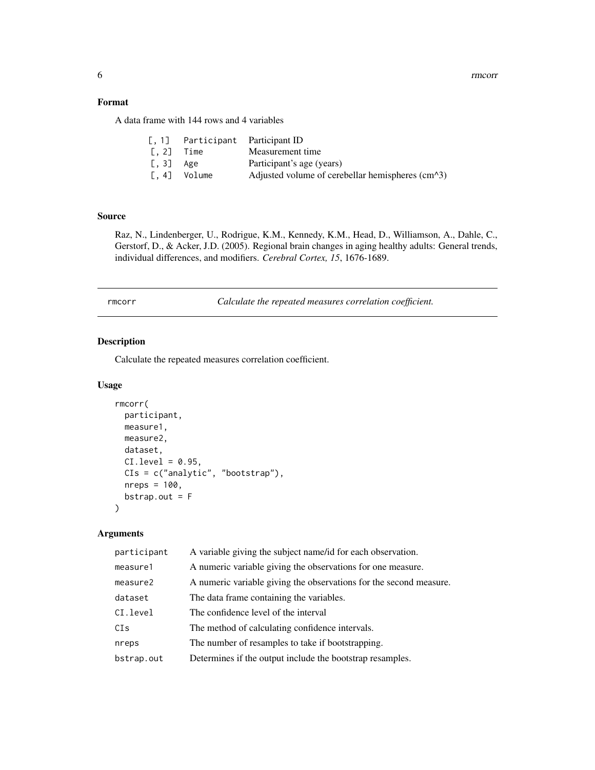### Format

A data frame with 144 rows and 4 variables

| | | |
|---|---|---|
| [, 1] | Participant | Participant ID |
| [, 2] | Time | Measurement time |
| [, 3] | Age | Participant's age (years) |
| [, 4] | Volume | Adjusted volume of cerebellar hemispheres (cm^3) |

### Source

Raz, N., Lindenberger, U., Rodrigue, K.M., Kennedy, K.M., Head, D., Williamson, A., Dahle, C., Gerstorf, D., & Acker, J.D. (2005). Regional brain changes in aging healthy adults: General trends, individual differences, and modifiers. *Cerebral Cortex, 15*, 1676-1689.

---

## rmcorr — *Calculate the repeated measures correlation coefficient.*

### Description

Calculate the repeated measures correlation coefficient.

### Usage

```
rmcorr(
  participant,
  measure1,
  measure2,
  dataset,
  CI.level = 0.95,
  CIs = c("analytic", "bootstrap"),
  nreps = 100,
  bstrap.out = F
)
```

### Arguments

| | |
|---|---|
| participant | A variable giving the subject name/id for each observation. |
| measure1 | A numeric variable giving the observations for one measure. |
| measure2 | A numeric variable giving the observations for the second measure. |
| dataset | The data frame containing the variables. |
| CI.level | The confidence level of the interval |
| CIs | The method of calculating confidence intervals. |
| nreps | The number of resamples to take if bootstrapping. |
| bstrap.out | Determines if the output include the bootstrap resamples. |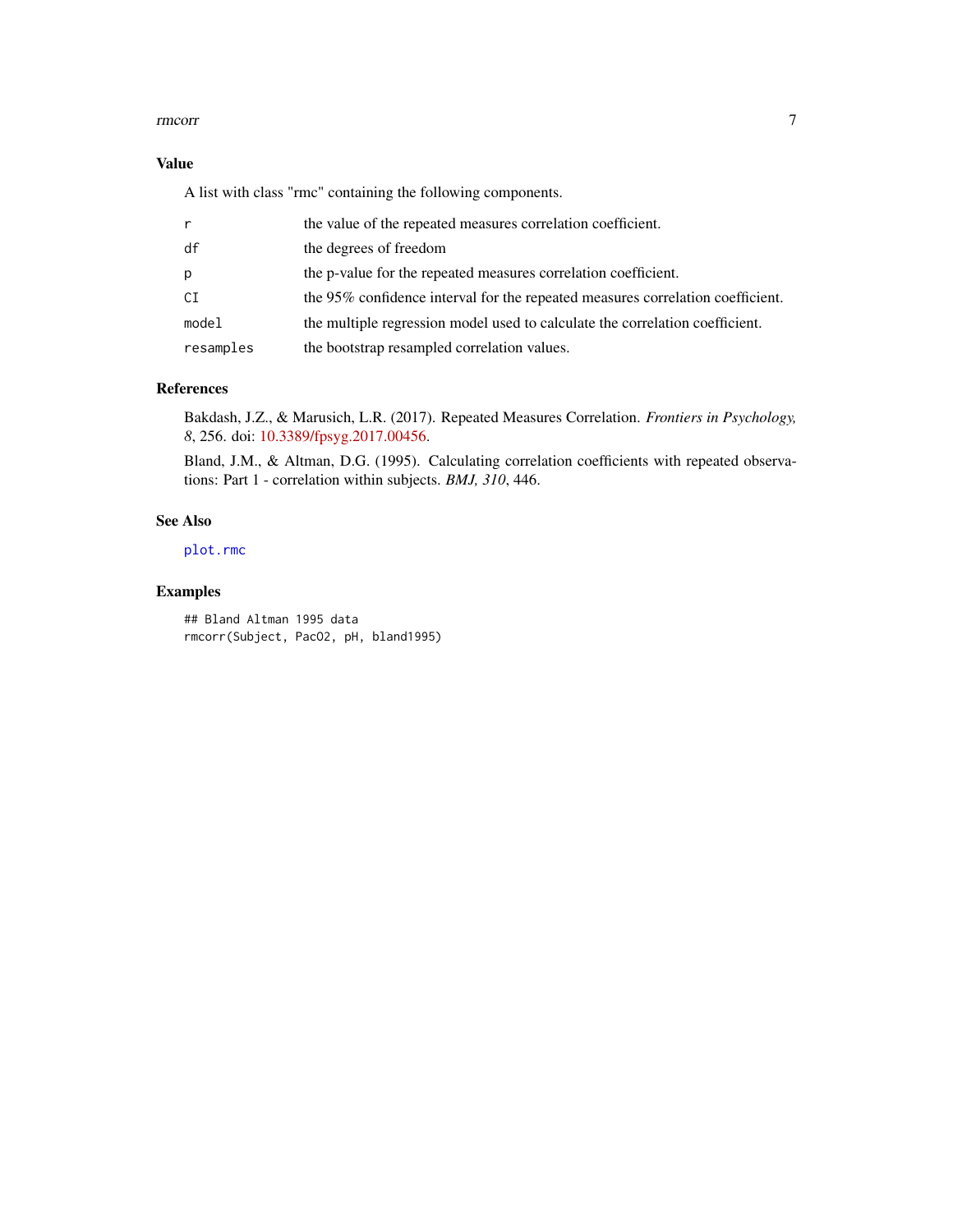### Value

A list with class "rmc" containing the following components.

| | |
|---|---|
| `r` | the value of the repeated measures correlation coefficient. |
| `df` | the degrees of freedom |
| `p` | the p-value for the repeated measures correlation coefficient. |
| `CI` | the 95% confidence interval for the repeated measures correlation coefficient. |
| `model` | the multiple regression model used to calculate the correlation coefficient. |
| `resamples` | the bootstrap resampled correlation values. |

### References

Bakdash, J.Z., & Marusich, L.R. (2017). Repeated Measures Correlation. *Frontiers in Psychology, 8*, 256. doi: 10.3389/fpsyg.2017.00456.

Bland, J.M., & Altman, D.G. (1995). Calculating correlation coefficients with repeated observations: Part 1 - correlation within subjects. *BMJ, 310*, 446.

### See Also

`plot.rmc`

### Examples

```
## Bland Altman 1995 data
rmcorr(Subject, PacO2, pH, bland1995)
```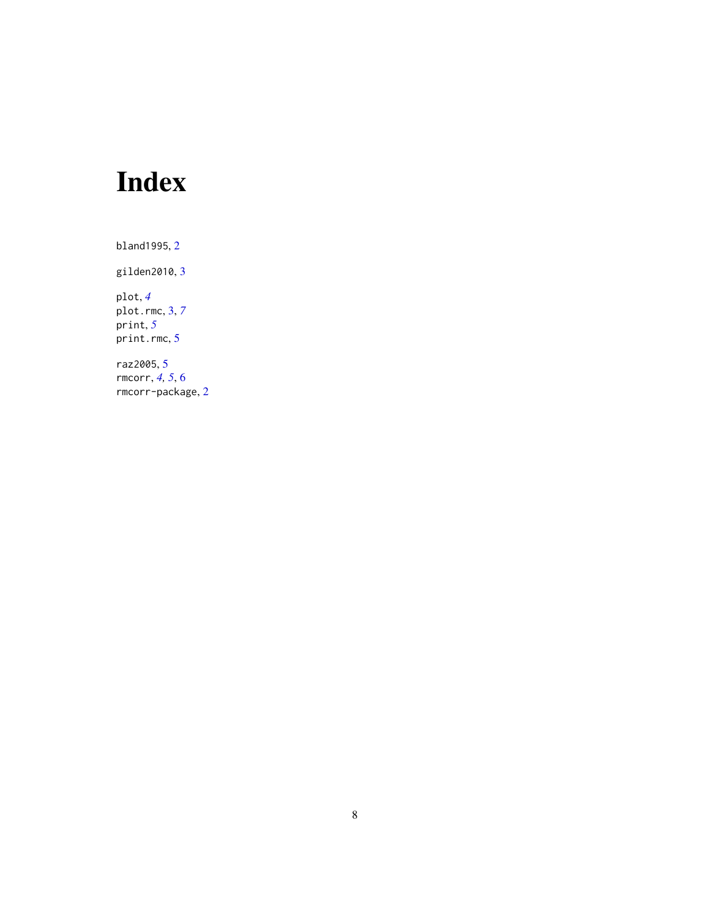# Index

bland1995, 2

gilden2010, 3

plot, *4*
plot.rmc, 3, *7*
print, *5*
print.rmc, 5

raz2005, 5
rmcorr, *4, 5*, 6
rmcorr-package, 2